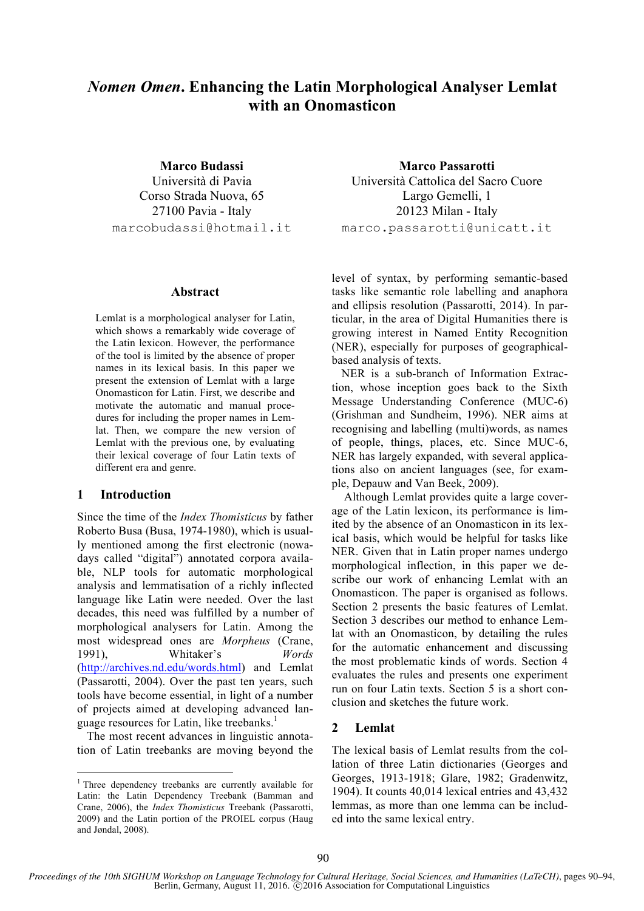# *Nomen Omen*. Enhancing the Latin Morphological Analyser Lemlat with an Onomasticon

**Marco Budassi**
Università di Pavia
Corso Strada Nuova, 65
27100 Pavia - Italy
marcobudassi@hotmail.it

**Marco Passarotti**
Università Cattolica del Sacro Cuore
Largo Gemelli, 1
20123 Milan - Italy
marco.passarotti@unicatt.it

## Abstract

Lemlat is a morphological analyser for Latin, which shows a remarkably wide coverage of the Latin lexicon. However, the performance of the tool is limited by the absence of proper names in its lexical basis. In this paper we present the extension of Lemlat with a large Onomasticon for Latin. First, we describe and motivate the automatic and manual procedures for including the proper names in Lemlat. Then, we compare the new version of Lemlat with the previous one, by evaluating their lexical coverage of four Latin texts of different era and genre.

## 1 Introduction

Since the time of the *Index Thomisticus* by father Roberto Busa (Busa, 1974-1980), which is usually mentioned among the first electronic (nowadays called "digital") annotated corpora available, NLP tools for automatic morphological analysis and lemmatisation of a richly inflected language like Latin were needed. Over the last decades, this need was fulfilled by a number of morphological analysers for Latin. Among the most widespread ones are *Morpheus* (Crane, 1991), Whitaker's *Words* (http://archives.nd.edu/words.html) and Lemlat (Passarotti, 2004). Over the past ten years, such tools have become essential, in light of a number of projects aimed at developing advanced language resources for Latin, like treebanks.[1]

The most recent advances in linguistic annotation of Latin treebanks are moving beyond the level of syntax, by performing semantic-based tasks like semantic role labelling and anaphora and ellipsis resolution (Passarotti, 2014). In particular, in the area of Digital Humanities there is growing interest in Named Entity Recognition (NER), especially for purposes of geographical-based analysis of texts.

NER is a sub-branch of Information Extraction, whose inception goes back to the Sixth Message Understanding Conference (MUC-6) (Grishman and Sundheim, 1996). NER aims at recognising and labelling (multi)words, as names of people, things, places, etc. Since MUC-6, NER has largely expanded, with several applications also on ancient languages (see, for example, Depauw and Van Beek, 2009).

Although Lemlat provides quite a large coverage of the Latin lexicon, its performance is limited by the absence of an Onomasticon in its lexical basis, which would be helpful for tasks like NER. Given that in Latin proper names undergo morphological inflection, in this paper we describe our work of enhancing Lemlat with an Onomasticon. The paper is organised as follows. Section 2 presents the basic features of Lemlat. Section 3 describes our method to enhance Lemlat with an Onomasticon, by detailing the rules for the automatic enhancement and discussing the most problematic kinds of words. Section 4 evaluates the rules and presents one experiment run on four Latin texts. Section 5 is a short conclusion and sketches the future work.

## 2 Lemlat

The lexical basis of Lemlat results from the collation of three Latin dictionaries (Georges and Georges, 1913-1918; Glare, 1982; Gradenwitz, 1904). It counts 40,014 lexical entries and 43,432 lemmas, as more than one lemma can be included into the same lexical entry.

[1] Three dependency treebanks are currently available for Latin: the Latin Dependency Treebank (Bamman and Crane, 2006), the *Index Thomisticus* Treebank (Passarotti, 2009) and the Latin portion of the PROIEL corpus (Haug and Jøndal, 2008).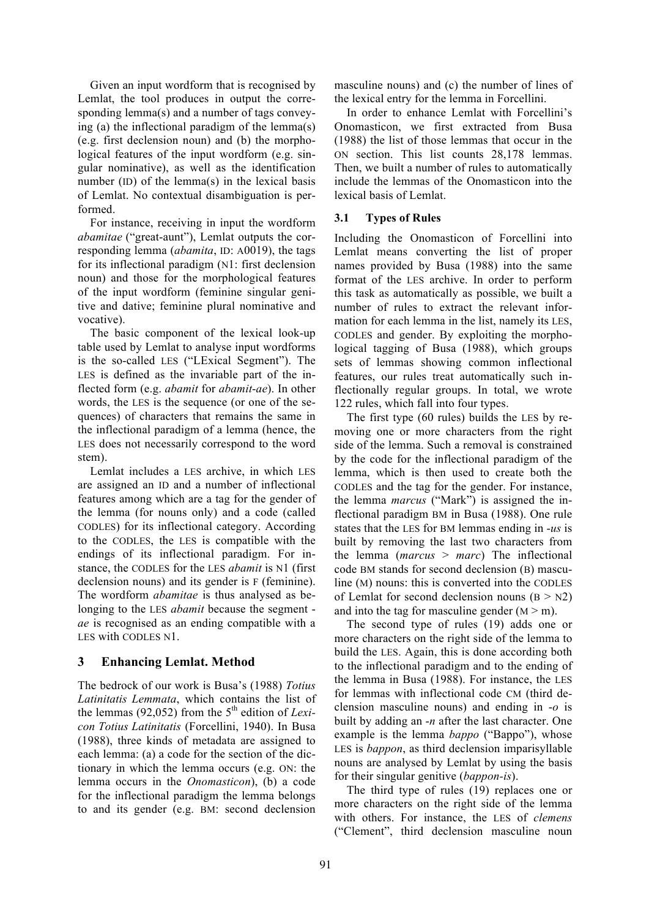Given an input wordform that is recognised by Lemlat, the tool produces in output the corresponding lemma(s) and a number of tags conveying (a) the inflectional paradigm of the lemma(s) (e.g. first declension noun) and (b) the morphological features of the input wordform (e.g. singular nominative), as well as the identification number (ID) of the lemma(s) in the lexical basis of Lemlat. No contextual disambiguation is performed.

For instance, receiving in input the wordform *abamitae* ("great-aunt"), Lemlat outputs the corresponding lemma (*abamita*, ID: A0019), the tags for its inflectional paradigm (N1: first declension noun) and those for the morphological features of the input wordform (feminine singular genitive and dative; feminine plural nominative and vocative).

The basic component of the lexical look-up table used by Lemlat to analyse input wordforms is the so-called LES ("LExical Segment"). The LES is defined as the invariable part of the inflected form (e.g. *abamit* for *abamit-ae*). In other words, the LES is the sequence (or one of the sequences) of characters that remains the same in the inflectional paradigm of a lemma (hence, the LES does not necessarily correspond to the word stem).

Lemlat includes a LES archive, in which LES are assigned an ID and a number of inflectional features among which are a tag for the gender of the lemma (for nouns only) and a code (called CODLES) for its inflectional category. According to the CODLES, the LES is compatible with the endings of its inflectional paradigm. For instance, the CODLES for the LES *abamit* is N1 (first declension nouns) and its gender is F (feminine). The wordform *abamitae* is thus analysed as belonging to the LES *abamit* because the segment *-ae* is recognised as an ending compatible with a LES with CODLES N1.

## 3 Enhancing Lemlat. Method

The bedrock of our work is Busa's (1988) *Totius Latinitatis Lemmata*, which contains the list of the lemmas (92,052) from the 5th edition of *Lexicon Totius Latinitatis* (Forcellini, 1940). In Busa (1988), three kinds of metadata are assigned to each lemma: (a) a code for the section of the dictionary in which the lemma occurs (e.g. ON: the lemma occurs in the *Onomasticon*), (b) a code for the inflectional paradigm the lemma belongs to and its gender (e.g. BM: second declension masculine nouns) and (c) the number of lines of the lexical entry for the lemma in Forcellini.

In order to enhance Lemlat with Forcellini's Onomasticon, we first extracted from Busa (1988) the list of those lemmas that occur in the ON section. This list counts 28,178 lemmas. Then, we built a number of rules to automatically include the lemmas of the Onomasticon into the lexical basis of Lemlat.

### 3.1 Types of Rules

Including the Onomasticon of Forcellini into Lemlat means converting the list of proper names provided by Busa (1988) into the same format of the LES archive. In order to perform this task as automatically as possible, we built a number of rules to extract the relevant information for each lemma in the list, namely its LES, CODLES and gender. By exploiting the morphological tagging of Busa (1988), which groups sets of lemmas showing common inflectional features, our rules treat automatically such inflectionally regular groups. In total, we wrote 122 rules, which fall into four types.

The first type (60 rules) builds the LES by removing one or more characters from the right side of the lemma. Such a removal is constrained by the code for the inflectional paradigm of the lemma, which is then used to create both the CODLES and the tag for the gender. For instance, the lemma *marcus* ("Mark") is assigned the inflectional paradigm BM in Busa (1988). One rule states that the LES for BM lemmas ending in *-us* is built by removing the last two characters from the lemma (*marcus* > *marc*) The inflectional code BM stands for second declension (B) masculine (M) nouns: this is converted into the CODLES of Lemlat for second declension nouns (B > N2) and into the tag for masculine gender (M > m).

The second type of rules (19) adds one or more characters on the right side of the lemma to build the LES. Again, this is done according both to the inflectional paradigm and to the ending of the lemma in Busa (1988). For instance, the LES for lemmas with inflectional code CM (third declension masculine nouns) and ending in *-o* is built by adding an *-n* after the last character. One example is the lemma *bappo* ("Bappo"), whose LES is *bappon*, as third declension imparisyllable nouns are analysed by Lemlat by using the basis for their singular genitive (*bappon-is*).

The third type of rules (19) replaces one or more characters on the right side of the lemma with others. For instance, the LES of *clemens* ("Clement", third declension masculine noun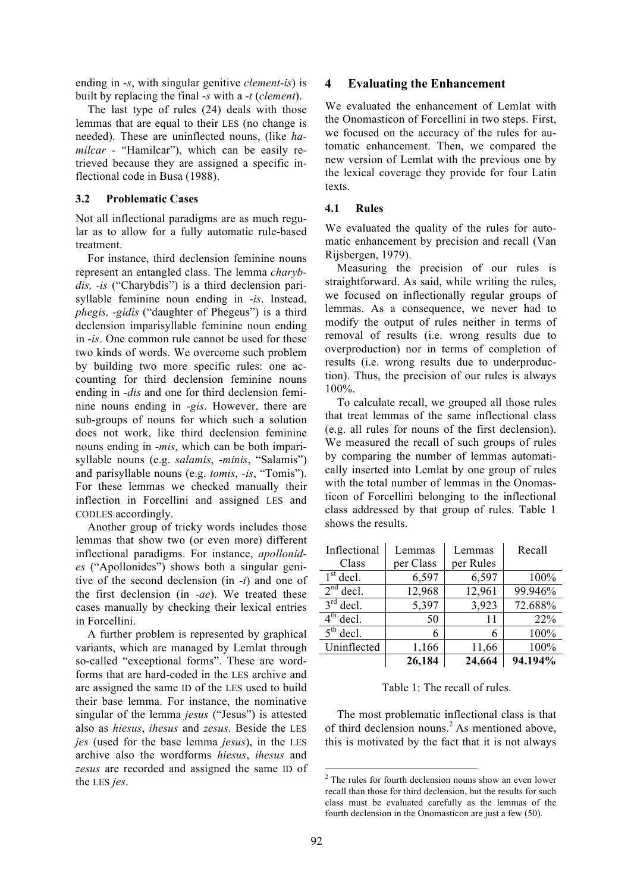ending in *-s*, with singular genitive *clement-is*) is built by replacing the final *-s* with a *-t* (*clement*).

The last type of rules (24) deals with those lemmas that are equal to their LES (no change is needed). These are uninflected nouns, (like *hamilcar* - "Hamilcar"), which can be easily retrieved because they are assigned a specific inflectional code in Busa (1988).

### 3.2 Problematic Cases

Not all inflectional paradigms are as much regular as to allow for a fully automatic rule-based treatment.

For instance, third declension feminine nouns represent an entangled class. The lemma *charybdis, -is* ("Charybdis") is a third declension parisyllable feminine noun ending in *-is*. Instead, *phegis, -gidis* ("daughter of Phegeus") is a third declension imparisyllable feminine noun ending in *-is*. One common rule cannot be used for these two kinds of words. We overcome such problem by building two more specific rules: one accounting for third declension feminine nouns ending in *-dis* and one for third declension feminine nouns ending in *-gis*. However, there are sub-groups of nouns for which such a solution does not work, like third declension feminine nouns ending in *-mis*, which can be both imparisyllable nouns (e.g. *salamis*, *-minis*, "Salamis") and parisyllable nouns (e.g. *tomis*, *-is*, "Tomis"). For these lemmas we checked manually their inflection in Forcellini and assigned LES and CODLES accordingly.

Another group of tricky words includes those lemmas that show two (or even more) different inflectional paradigms. For instance, *apollonides* ("Apollonides") shows both a singular genitive of the second declension (in *-i*) and one of the first declension (in *-ae*). We treated these cases manually by checking their lexical entries in Forcellini.

A further problem is represented by graphical variants, which are managed by Lemlat through so-called "exceptional forms". These are wordforms that are hard-coded in the LES archive and are assigned the same ID of the LES used to build their base lemma. For instance, the nominative singular of the lemma *jesus* ("Jesus") is attested also as *hiesus*, *ihesus* and *zesus*. Beside the LES *jes* (used for the base lemma *jesus*), in the LES archive also the wordforms *hiesus*, *ihesus* and *zesus* are recorded and assigned the same ID of the LES *jes*.

## 4 Evaluating the Enhancement

We evaluated the enhancement of Lemlat with the Onomasticon of Forcellini in two steps. First, we focused on the accuracy of the rules for automatic enhancement. Then, we compared the new version of Lemlat with the previous one by the lexical coverage they provide for four Latin texts.

### 4.1 Rules

We evaluated the quality of the rules for automatic enhancement by precision and recall (Van Rijsbergen, 1979).

Measuring the precision of our rules is straightforward. As said, while writing the rules, we focused on inflectionally regular groups of lemmas. As a consequence, we never had to modify the output of rules neither in terms of removal of results (i.e. wrong results due to overproduction) nor in terms of completion of results (i.e. wrong results due to underproduction). Thus, the precision of our rules is always 100%.

To calculate recall, we grouped all those rules that treat lemmas of the same inflectional class (e.g. all rules for nouns of the first declension). We measured the recall of such groups of rules by comparing the number of lemmas automatically inserted into Lemlat by one group of rules with the total number of lemmas in the Onomasticon of Forcellini belonging to the inflectional class addressed by that group of rules. Table 1 shows the results.

| Inflectional Class | Lemmas per Class | Lemmas per Rules | Recall |
|---|---|---|---|
| 1st decl. | 6,597 | 6,597 | 100% |
| 2nd decl. | 12,968 | 12,961 | 99.946% |
| 3rd decl. | 5,397 | 3,923 | 72.688% |
| 4th decl. | 50 | 11 | 22% |
| 5th decl. | 6 | 6 | 100% |
| Uninflected | 1,166 | 11,66 | 100% |
| | **26,184** | **24,664** | **94.194%** |

Table 1: The recall of rules.

The most problematic inflectional class is that of third declension nouns.[2] As mentioned above, this is motivated by the fact that it is not always

[2] The rules for fourth declension nouns show an even lower recall than those for third declension, but the results for such class must be evaluated carefully as the lemmas of the fourth declension in the Onomasticon are just a few (50).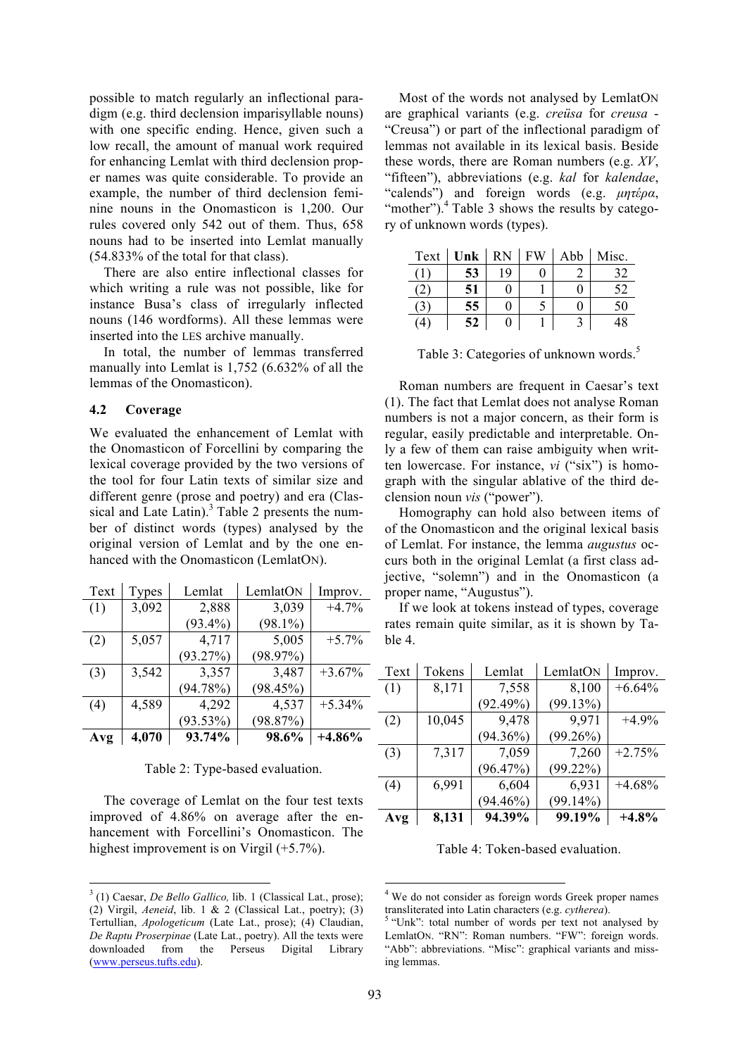possible to match regularly an inflectional paradigm (e.g. third declension imparisyllable nouns) with one specific ending. Hence, given such a low recall, the amount of manual work required for enhancing Lemlat with third declension proper names was quite considerable. To provide an example, the number of third declension feminine nouns in the Onomasticon is 1,200. Our rules covered only 542 out of them. Thus, 658 nouns had to be inserted into Lemlat manually (54.833% of the total for that class).

There are also entire inflectional classes for which writing a rule was not possible, like for instance Busa's class of irregularly inflected nouns (146 wordforms). All these lemmas were inserted into the LES archive manually.

In total, the number of lemmas transferred manually into Lemlat is 1,752 (6.632% of all the lemmas of the Onomasticon).

### 4.2 Coverage

We evaluated the enhancement of Lemlat with the Onomasticon of Forcellini by comparing the lexical coverage provided by the two versions of the tool for four Latin texts of similar size and different genre (prose and poetry) and era (Classical and Late Latin).[3] Table 2 presents the number of distinct words (types) analysed by the original version of Lemlat and by the one enhanced with the Onomasticon (LemlatON).

| Text | Types | Lemlat | LemlatON | Improv. |
|---|---|---|---|---|
| (1) | 3,092 | 2,888 (93.4%) | 3,039 (98.1%) | +4.7% |
| (2) | 5,057 | 4,717 (93.27%) | 5,005 (98.97%) | +5.7% |
| (3) | 3,542 | 3,357 (94.78%) | 3,487 (98.45%) | +3.67% |
| (4) | 4,589 | 4,292 (93.53%) | 4,537 (98.87%) | +5.34% |
| **Avg** | **4,070** | **93.74%** | **98.6%** | **+4.86%** |

Table 2: Type-based evaluation.

The coverage of Lemlat on the four test texts improved of 4.86% on average after the enhancement with Forcellini's Onomasticon. The highest improvement is on Virgil (+5.7%).

Most of the words not analysed by LemlatON are graphical variants (e.g. *creüsa* for *creusa* - "Creusa") or part of the inflectional paradigm of lemmas not available in its lexical basis. Beside these words, there are Roman numbers (e.g. *XV*, "fifteen"), abbreviations (e.g. *kal* for *kalendae*, "calends") and foreign words (e.g. *μητέρα*, "mother").[4] Table 3 shows the results by category of unknown words (types).

| Text | Unk | RN | FW | Abb | Misc. |
|---|---|---|---|---|---|
| (1) | **53** | 19 | 0 | 2 | 32 |
| (2) | **51** | 0 | 1 | 0 | 52 |
| (3) | **55** | 0 | 5 | 0 | 50 |
| (4) | **52** | 0 | 1 | 3 | 48 |

Table 3: Categories of unknown words.[5]

Roman numbers are frequent in Caesar's text (1). The fact that Lemlat does not analyse Roman numbers is not a major concern, as their form is regular, easily predictable and interpretable. Only a few of them can raise ambiguity when written lowercase. For instance, *vi* ("six") is homograph with the singular ablative of the third declension noun *vis* ("power").

Homography can hold also between items of of the Onomasticon and the original lexical basis of Lemlat. For instance, the lemma *augustus* occurs both in the original Lemlat (a first class adjective, "solemn") and in the Onomasticon (a proper name, "Augustus").

If we look at tokens instead of types, coverage rates remain quite similar, as it is shown by Table 4.

| Text | Tokens | Lemlat | LemlatON | Improv. |
|---|---|---|---|---|
| (1) | 8,171 | 7,558 (92.49%) | 8,100 (99.13%) | +6.64% |
| (2) | 10,045 | 9,478 (94.36%) | 9,971 (99.26%) | +4.9% |
| (3) | 7,317 | 7,059 (96.47%) | 7,260 (99.22%) | +2.75% |
| (4) | 6,991 | 6,604 (94.46%) | 6,931 (99.14%) | +4.68% |
| **Avg** | **8,131** | **94.39%** | **99.19%** | **+4.8%** |

Table 4: Token-based evaluation.

[3] (1) Caesar, *De Bello Gallico,* lib. 1 (Classical Lat., prose); (2) Virgil, *Aeneid*, lib. 1 & 2 (Classical Lat., poetry); (3) Tertullian, *Apologeticum* (Late Lat., prose); (4) Claudian, *De Raptu Proserpinae* (Late Lat., poetry). All the texts were downloaded from the Perseus Digital Library (www.perseus.tufts.edu).

[4] We do not consider as foreign words Greek proper names transliterated into Latin characters (e.g. *cytherea*).

[5] "Unk": total number of words per text not analysed by LemlatON. "RN": Roman numbers. "FW": foreign words. "Abb": abbreviations. "Misc": graphical variants and missing lemmas.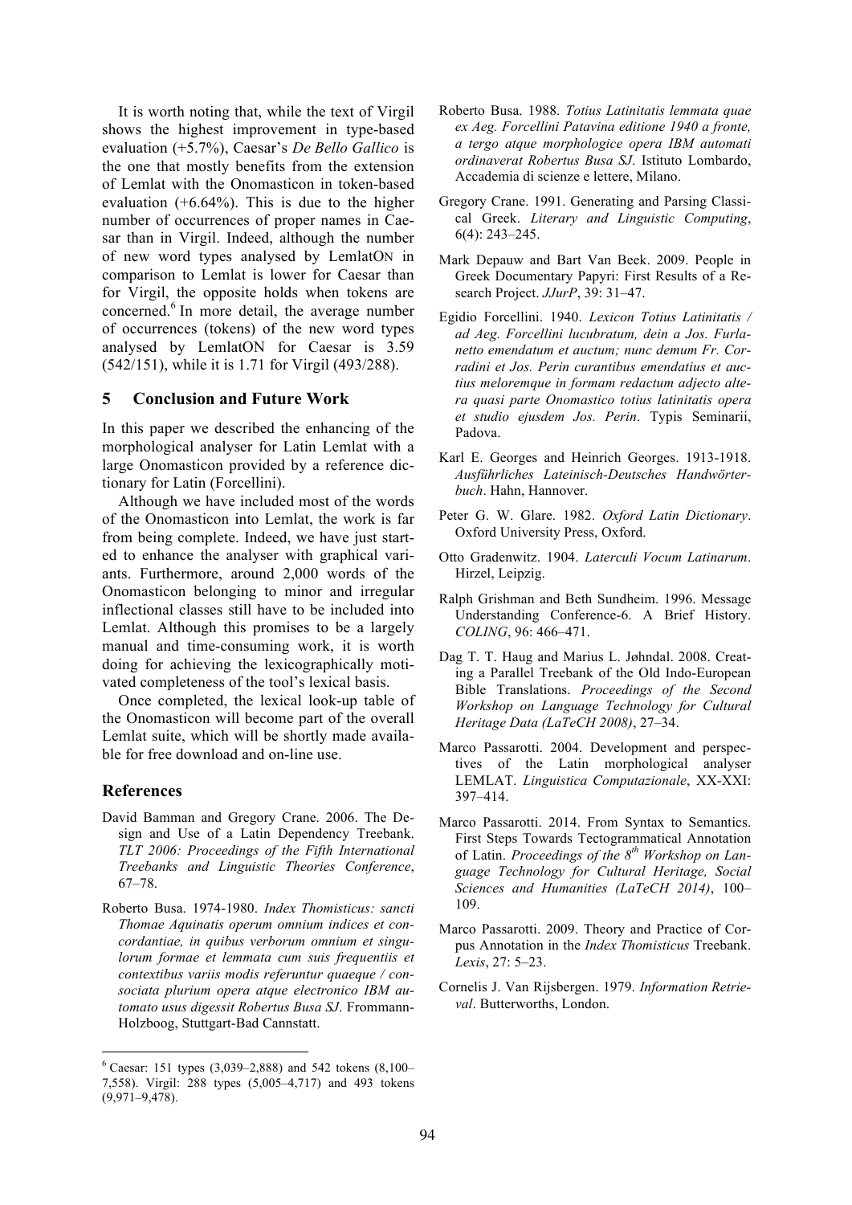It is worth noting that, while the text of Virgil shows the highest improvement in type-based evaluation (+5.7%), Caesar's *De Bello Gallico* is the one that mostly benefits from the extension of Lemlat with the Onomasticon in token-based evaluation (+6.64%). This is due to the higher number of occurrences of proper names in Caesar than in Virgil. Indeed, although the number of new word types analysed by LemlatON in comparison to Lemlat is lower for Caesar than for Virgil, the opposite holds when tokens are concerned.[6] In more detail, the average number of occurrences (tokens) of the new word types analysed by LemlatON for Caesar is 3.59 (542/151), while it is 1.71 for Virgil (493/288).

## 5 Conclusion and Future Work

In this paper we described the enhancing of the morphological analyser for Latin Lemlat with a large Onomasticon provided by a reference dictionary for Latin (Forcellini).

Although we have included most of the words of the Onomasticon into Lemlat, the work is far from being complete. Indeed, we have just started to enhance the analyser with graphical variants. Furthermore, around 2,000 words of the Onomasticon belonging to minor and irregular inflectional classes still have to be included into Lemlat. Although this promises to be a largely manual and time-consuming work, it is worth doing for achieving the lexicographically motivated completeness of the tool's lexical basis.

Once completed, the lexical look-up table of the Onomasticon will become part of the overall Lemlat suite, which will be shortly made available for free download and on-line use.

## References

David Bamman and Gregory Crane. 2006. The Design and Use of a Latin Dependency Treebank. *TLT 2006: Proceedings of the Fifth International Treebanks and Linguistic Theories Conference*, 67–78.

Roberto Busa. 1974-1980. *Index Thomisticus: sancti Thomae Aquinatis operum omnium indices et concordantiae, in quibus verborum omnium et singulorum formae et lemmata cum suis frequentiis et contextibus variis modis referuntur quaeque / consociata plurium opera atque electronico IBM automato usus digessit Robertus Busa SJ*. Frommann-Holzboog, Stuttgart-Bad Cannstatt.

Roberto Busa. 1988. *Totius Latinitatis lemmata quae ex Aeg. Forcellini Patavina editione 1940 a fronte, a tergo atque morphologice opera IBM automati ordinaverat Robertus Busa SJ*. Istituto Lombardo, Accademia di scienze e lettere, Milano.

Gregory Crane. 1991. Generating and Parsing Classical Greek. *Literary and Linguistic Computing*, 6(4): 243–245.

Mark Depauw and Bart Van Beek. 2009. People in Greek Documentary Papyri: First Results of a Research Project. *JJurP*, 39: 31–47.

Egidio Forcellini. 1940. *Lexicon Totius Latinitatis / ad Aeg. Forcellini lucubratum, dein a Jos. Furlanetto emendatum et auctum; nunc demum Fr. Corradini et Jos. Perin curantibus emendatius et auctius meloremque in formam redactum adjecto altera quasi parte Onomastico totius latinitatis opera et studio ejusdem Jos. Perin*. Typis Seminarii, Padova.

Karl E. Georges and Heinrich Georges. 1913-1918. *Ausführliches Lateinisch-Deutsches Handwörterbuch*. Hahn, Hannover.

Peter G. W. Glare. 1982. *Oxford Latin Dictionary*. Oxford University Press, Oxford.

Otto Gradenwitz. 1904. *Laterculi Vocum Latinarum*. Hirzel, Leipzig.

Ralph Grishman and Beth Sundheim. 1996. Message Understanding Conference-6. A Brief History. *COLING*, 96: 466–471.

Dag T. T. Haug and Marius L. Jøhndal. 2008. Creating a Parallel Treebank of the Old Indo-European Bible Translations. *Proceedings of the Second Workshop on Language Technology for Cultural Heritage Data (LaTeCH 2008)*, 27–34.

Marco Passarotti. 2004. Development and perspectives of the Latin morphological analyser LEMLAT. *Linguistica Computazionale*, XX-XXI: 397–414.

Marco Passarotti. 2014. From Syntax to Semantics. First Steps Towards Tectogrammatical Annotation of Latin. *Proceedings of the 8th Workshop on Language Technology for Cultural Heritage, Social Sciences and Humanities (LaTeCH 2014)*, 100–109.

Marco Passarotti. 2009. Theory and Practice of Corpus Annotation in the *Index Thomisticus* Treebank. *Lexis*, 27: 5–23.

Cornelis J. Van Rijsbergen. 1979. *Information Retrieval*. Butterworths, London.

---

[6] Caesar: 151 types (3,039–2,888) and 542 tokens (8,100–7,558). Virgil: 288 types (5,005–4,717) and 493 tokens (9,971–9,478).